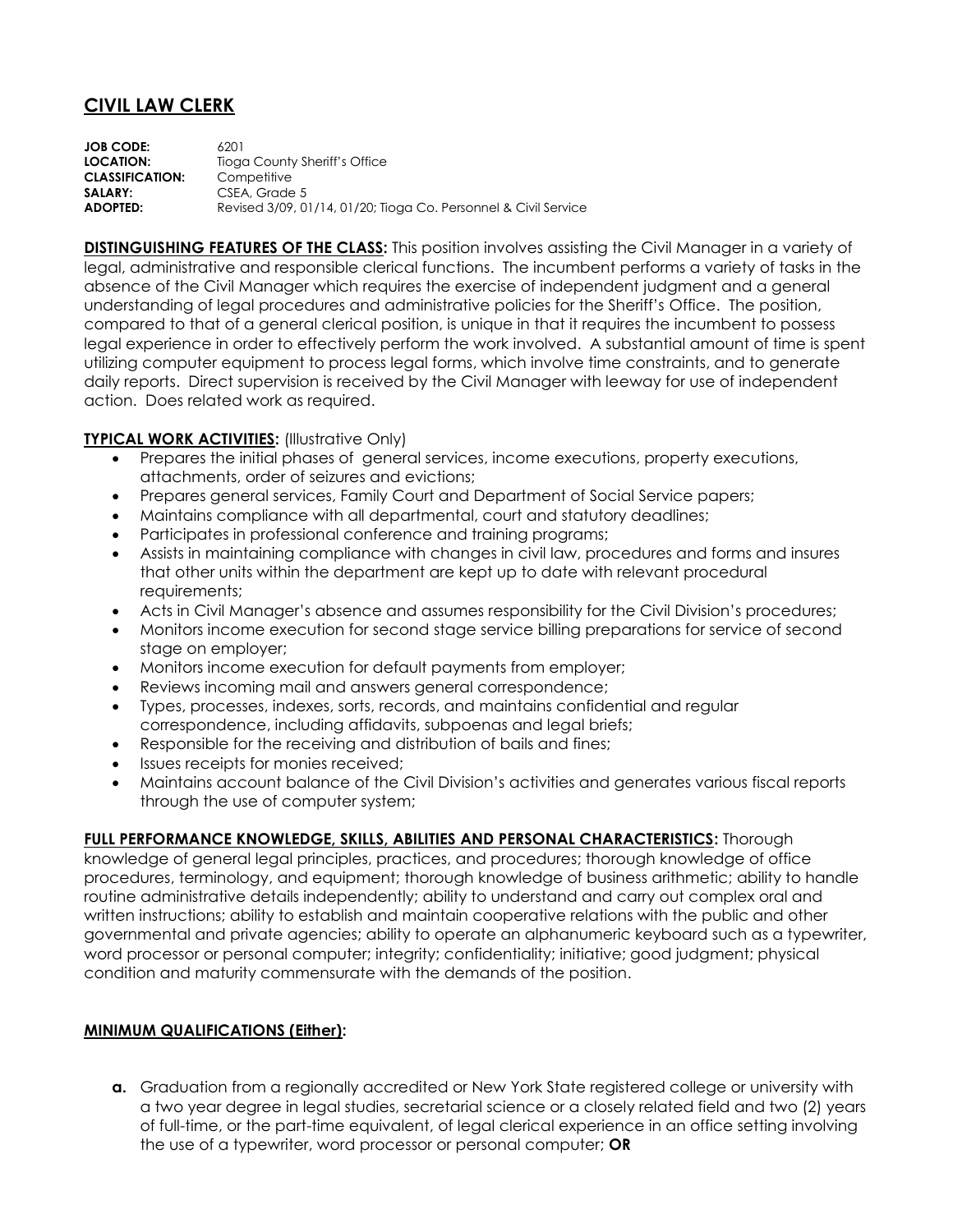# CIVIL LAW CLERK

**JOB CODE:** 6201
**LOCATION:** Tioga County Sheriff's Office
**CLASSIFICATION:** Competitive
**SALARY:** CSEA, Grade 5
**ADOPTED:** Revised 3/09, 01/14, 01/20; Tioga Co. Personnel & Civil Service

**DISTINGUISHING FEATURES OF THE CLASS:** This position involves assisting the Civil Manager in a variety of legal, administrative and responsible clerical functions. The incumbent performs a variety of tasks in the absence of the Civil Manager which requires the exercise of independent judgment and a general understanding of legal procedures and administrative policies for the Sheriff's Office. The position, compared to that of a general clerical position, is unique in that it requires the incumbent to possess legal experience in order to effectively perform the work involved. A substantial amount of time is spent utilizing computer equipment to process legal forms, which involve time constraints, and to generate daily reports. Direct supervision is received by the Civil Manager with leeway for use of independent action. Does related work as required.

**TYPICAL WORK ACTIVITIES:** (Illustrative Only)

- Prepares the initial phases of general services, income executions, property executions, attachments, order of seizures and evictions;
- Prepares general services, Family Court and Department of Social Service papers;
- Maintains compliance with all departmental, court and statutory deadlines;
- Participates in professional conference and training programs;
- Assists in maintaining compliance with changes in civil law, procedures and forms and insures that other units within the department are kept up to date with relevant procedural requirements;
- Acts in Civil Manager's absence and assumes responsibility for the Civil Division's procedures;
- Monitors income execution for second stage service billing preparations for service of second stage on employer;
- Monitors income execution for default payments from employer;
- Reviews incoming mail and answers general correspondence;
- Types, processes, indexes, sorts, records, and maintains confidential and regular correspondence, including affidavits, subpoenas and legal briefs;
- Responsible for the receiving and distribution of bails and fines;
- Issues receipts for monies received;
- Maintains account balance of the Civil Division's activities and generates various fiscal reports through the use of computer system;

**FULL PERFORMANCE KNOWLEDGE, SKILLS, ABILITIES AND PERSONAL CHARACTERISTICS:** Thorough knowledge of general legal principles, practices, and procedures; thorough knowledge of office procedures, terminology, and equipment; thorough knowledge of business arithmetic; ability to handle routine administrative details independently; ability to understand and carry out complex oral and written instructions; ability to establish and maintain cooperative relations with the public and other governmental and private agencies; ability to operate an alphanumeric keyboard such as a typewriter, word processor or personal computer; integrity; confidentiality; initiative; good judgment; physical condition and maturity commensurate with the demands of the position.

**MINIMUM QUALIFICATIONS (Either):**

**a.** Graduation from a regionally accredited or New York State registered college or university with a two year degree in legal studies, secretarial science or a closely related field and two (2) years of full-time, or the part-time equivalent, of legal clerical experience in an office setting involving the use of a typewriter, word processor or personal computer; **OR**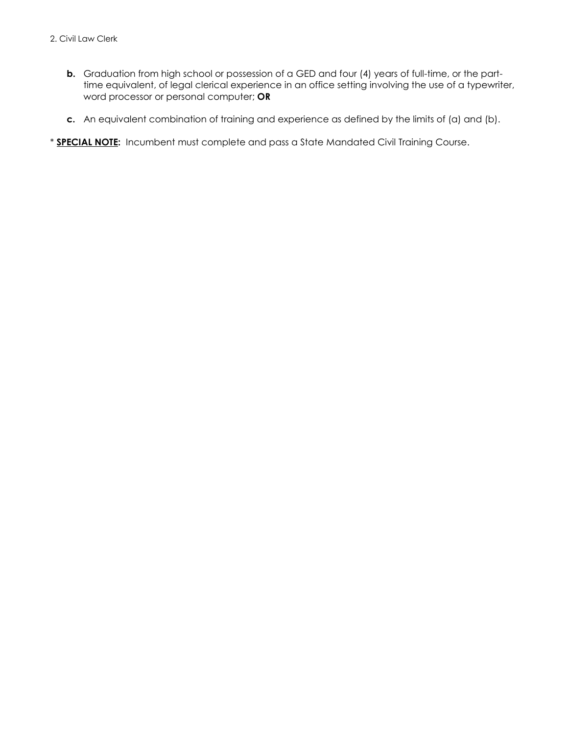- **b.** Graduation from high school or possession of a GED and four (4) years of full-time, or the part-time equivalent, of legal clerical experience in an office setting involving the use of a typewriter, word processor or personal computer; **OR**

- **c.** An equivalent combination of training and experience as defined by the limits of (a) and (b).

* **SPECIAL NOTE:** Incumbent must complete and pass a State Mandated Civil Training Course.